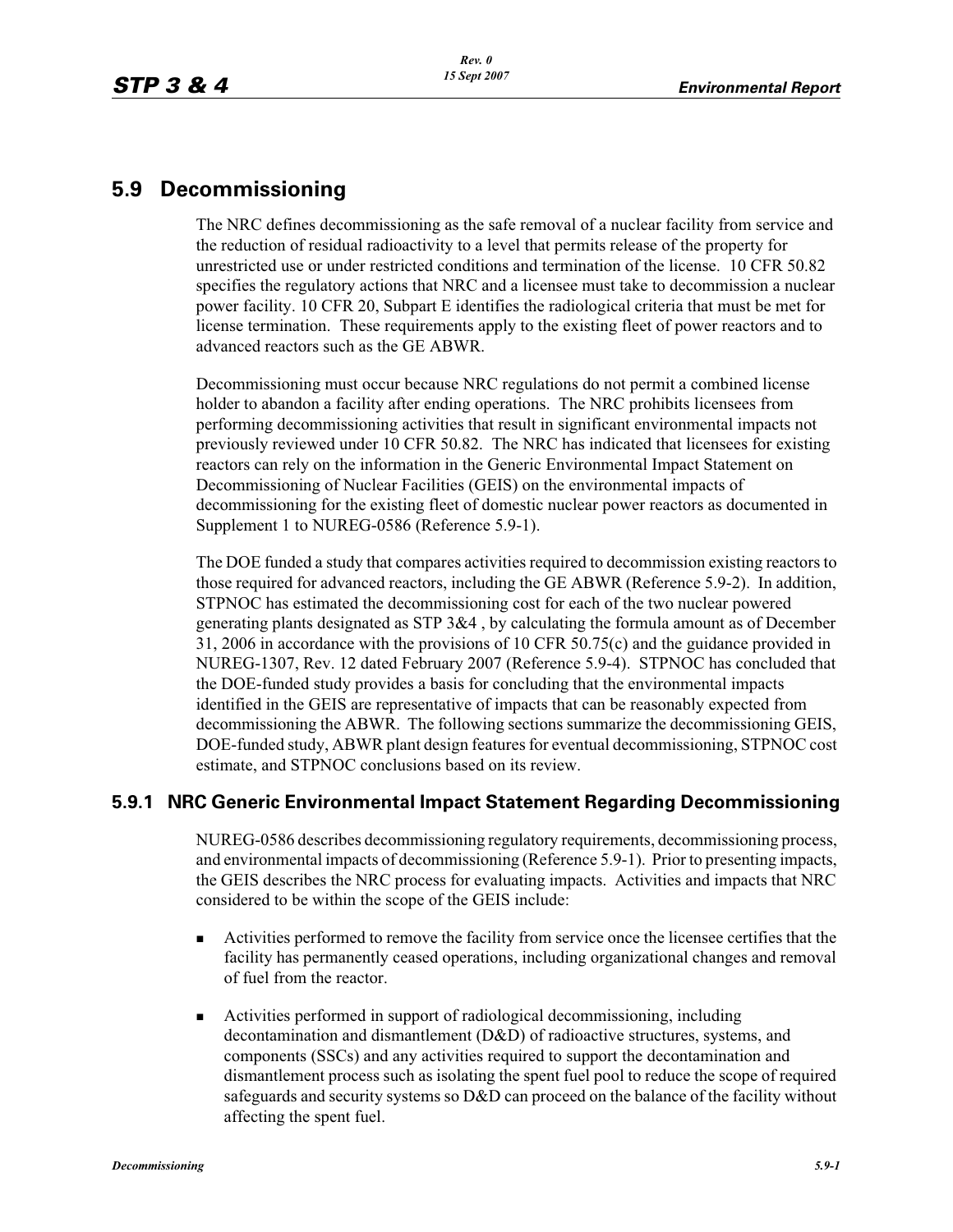# 5.9 Decommissioning

The NRC defines decommissioning as the safe removal of a nuclear facility from service and the reduction of residual radioactivity to a level that permits release of the property for unrestricted use or under restricted conditions and termination of the license. 10 CFR 50.82 specifies the regulatory actions that NRC and a licensee must take to decommission a nuclear power facility. 10 CFR 20, Subpart E identifies the radiological criteria that must be met for license termination. These requirements apply to the existing fleet of power reactors and to advanced reactors such as the GE ABWR.

Decommissioning must occur because NRC regulations do not permit a combined license holder to abandon a facility after ending operations. The NRC prohibits licensees from performing decommissioning activities that result in significant environmental impacts not previously reviewed under 10 CFR 50.82. The NRC has indicated that licensees for existing reactors can rely on the information in the Generic Environmental Impact Statement on Decommissioning of Nuclear Facilities (GEIS) on the environmental impacts of decommissioning for the existing fleet of domestic nuclear power reactors as documented in Supplement 1 to NUREG-0586 (Reference 5.9-1).

The DOE funded a study that compares activities required to decommission existing reactors to those required for advanced reactors, including the GE ABWR (Reference 5.9-2). In addition, STPNOC has estimated the decommissioning cost for each of the two nuclear powered generating plants designated as STP 3&4 , by calculating the formula amount as of December 31, 2006 in accordance with the provisions of 10 CFR 50.75(c) and the guidance provided in NUREG-1307, Rev. 12 dated February 2007 (Reference 5.9-4). STPNOC has concluded that the DOE-funded study provides a basis for concluding that the environmental impacts identified in the GEIS are representative of impacts that can be reasonably expected from decommissioning the ABWR. The following sections summarize the decommissioning GEIS, DOE-funded study, ABWR plant design features for eventual decommissioning, STPNOC cost estimate, and STPNOC conclusions based on its review.

## 5.9.1 NRC Generic Environmental Impact Statement Regarding Decommissioning

NUREG-0586 describes decommissioning regulatory requirements, decommissioning process, and environmental impacts of decommissioning (Reference 5.9-1). Prior to presenting impacts, the GEIS describes the NRC process for evaluating impacts. Activities and impacts that NRC considered to be within the scope of the GEIS include:

- Activities performed to remove the facility from service once the licensee certifies that the facility has permanently ceased operations, including organizational changes and removal of fuel from the reactor.
- Activities performed in support of radiological decommissioning, including decontamination and dismantlement (D&D) of radioactive structures, systems, and components (SSCs) and any activities required to support the decontamination and dismantlement process such as isolating the spent fuel pool to reduce the scope of required safeguards and security systems so D&D can proceed on the balance of the facility without affecting the spent fuel.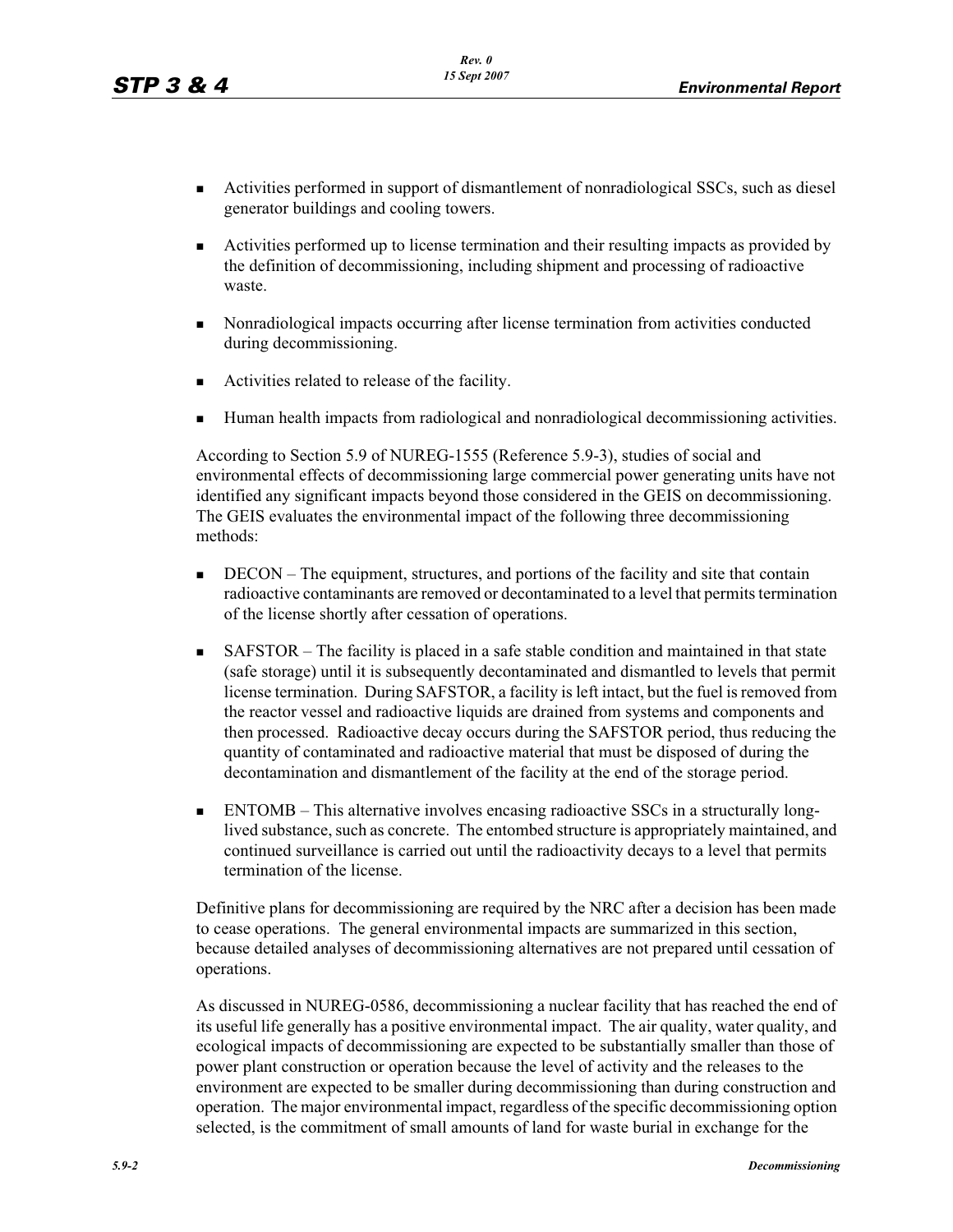- Activities performed in support of dismantlement of nonradiological SSCs, such as diesel generator buildings and cooling towers.
- Activities performed up to license termination and their resulting impacts as provided by the definition of decommissioning, including shipment and processing of radioactive waste.
- Nonradiological impacts occurring after license termination from activities conducted during decommissioning.
- Activities related to release of the facility.
- Human health impacts from radiological and nonradiological decommissioning activities.

According to Section 5.9 of NUREG-1555 (Reference 5.9-3), studies of social and environmental effects of decommissioning large commercial power generating units have not identified any significant impacts beyond those considered in the GEIS on decommissioning. The GEIS evaluates the environmental impact of the following three decommissioning methods:

- DECON – The equipment, structures, and portions of the facility and site that contain radioactive contaminants are removed or decontaminated to a level that permits termination of the license shortly after cessation of operations.
- SAFSTOR – The facility is placed in a safe stable condition and maintained in that state (safe storage) until it is subsequently decontaminated and dismantled to levels that permit license termination. During SAFSTOR, a facility is left intact, but the fuel is removed from the reactor vessel and radioactive liquids are drained from systems and components and then processed. Radioactive decay occurs during the SAFSTOR period, thus reducing the quantity of contaminated and radioactive material that must be disposed of during the decontamination and dismantlement of the facility at the end of the storage period.
- ENTOMB – This alternative involves encasing radioactive SSCs in a structurally long-lived substance, such as concrete. The entombed structure is appropriately maintained, and continued surveillance is carried out until the radioactivity decays to a level that permits termination of the license.

Definitive plans for decommissioning are required by the NRC after a decision has been made to cease operations. The general environmental impacts are summarized in this section, because detailed analyses of decommissioning alternatives are not prepared until cessation of operations.

As discussed in NUREG-0586, decommissioning a nuclear facility that has reached the end of its useful life generally has a positive environmental impact. The air quality, water quality, and ecological impacts of decommissioning are expected to be substantially smaller than those of power plant construction or operation because the level of activity and the releases to the environment are expected to be smaller during decommissioning than during construction and operation. The major environmental impact, regardless of the specific decommissioning option selected, is the commitment of small amounts of land for waste burial in exchange for the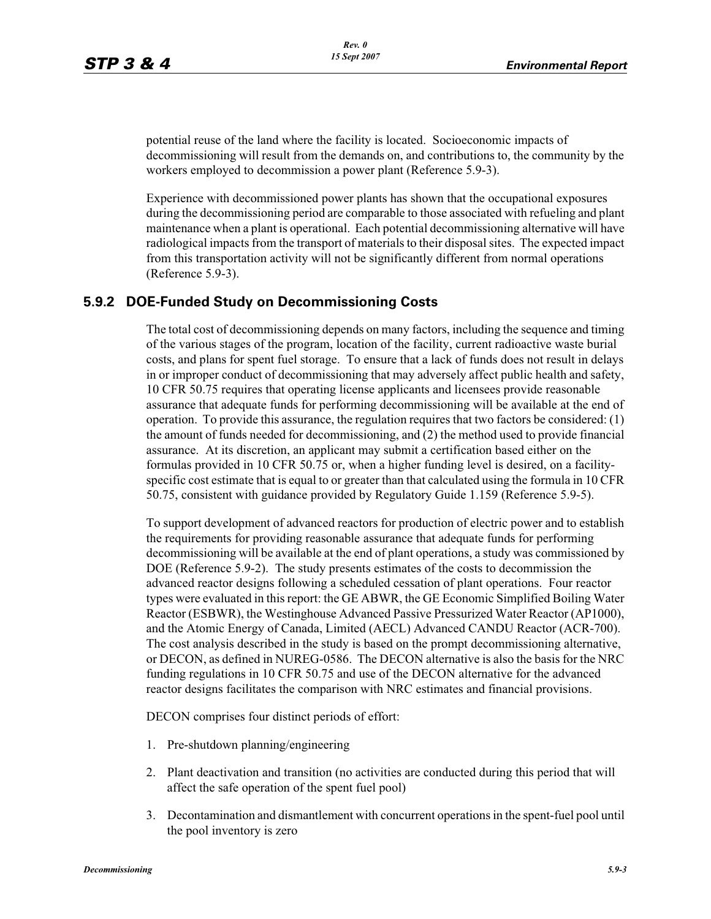potential reuse of the land where the facility is located. Socioeconomic impacts of decommissioning will result from the demands on, and contributions to, the community by the workers employed to decommission a power plant (Reference 5.9-3).

Experience with decommissioned power plants has shown that the occupational exposures during the decommissioning period are comparable to those associated with refueling and plant maintenance when a plant is operational. Each potential decommissioning alternative will have radiological impacts from the transport of materials to their disposal sites. The expected impact from this transportation activity will not be significantly different from normal operations (Reference 5.9-3).

### 5.9.2 DOE-Funded Study on Decommissioning Costs

The total cost of decommissioning depends on many factors, including the sequence and timing of the various stages of the program, location of the facility, current radioactive waste burial costs, and plans for spent fuel storage. To ensure that a lack of funds does not result in delays in or improper conduct of decommissioning that may adversely affect public health and safety, 10 CFR 50.75 requires that operating license applicants and licensees provide reasonable assurance that adequate funds for performing decommissioning will be available at the end of operation. To provide this assurance, the regulation requires that two factors be considered: (1) the amount of funds needed for decommissioning, and (2) the method used to provide financial assurance. At its discretion, an applicant may submit a certification based either on the formulas provided in 10 CFR 50.75 or, when a higher funding level is desired, on a facility-specific cost estimate that is equal to or greater than that calculated using the formula in 10 CFR 50.75, consistent with guidance provided by Regulatory Guide 1.159 (Reference 5.9-5).

To support development of advanced reactors for production of electric power and to establish the requirements for providing reasonable assurance that adequate funds for performing decommissioning will be available at the end of plant operations, a study was commissioned by DOE (Reference 5.9-2). The study presents estimates of the costs to decommission the advanced reactor designs following a scheduled cessation of plant operations. Four reactor types were evaluated in this report: the GE ABWR, the GE Economic Simplified Boiling Water Reactor (ESBWR), the Westinghouse Advanced Passive Pressurized Water Reactor (AP1000), and the Atomic Energy of Canada, Limited (AECL) Advanced CANDU Reactor (ACR-700). The cost analysis described in the study is based on the prompt decommissioning alternative, or DECON, as defined in NUREG-0586. The DECON alternative is also the basis for the NRC funding regulations in 10 CFR 50.75 and use of the DECON alternative for the advanced reactor designs facilitates the comparison with NRC estimates and financial provisions.

DECON comprises four distinct periods of effort:

1. Pre-shutdown planning/engineering
2. Plant deactivation and transition (no activities are conducted during this period that will affect the safe operation of the spent fuel pool)
3. Decontamination and dismantlement with concurrent operations in the spent-fuel pool until the pool inventory is zero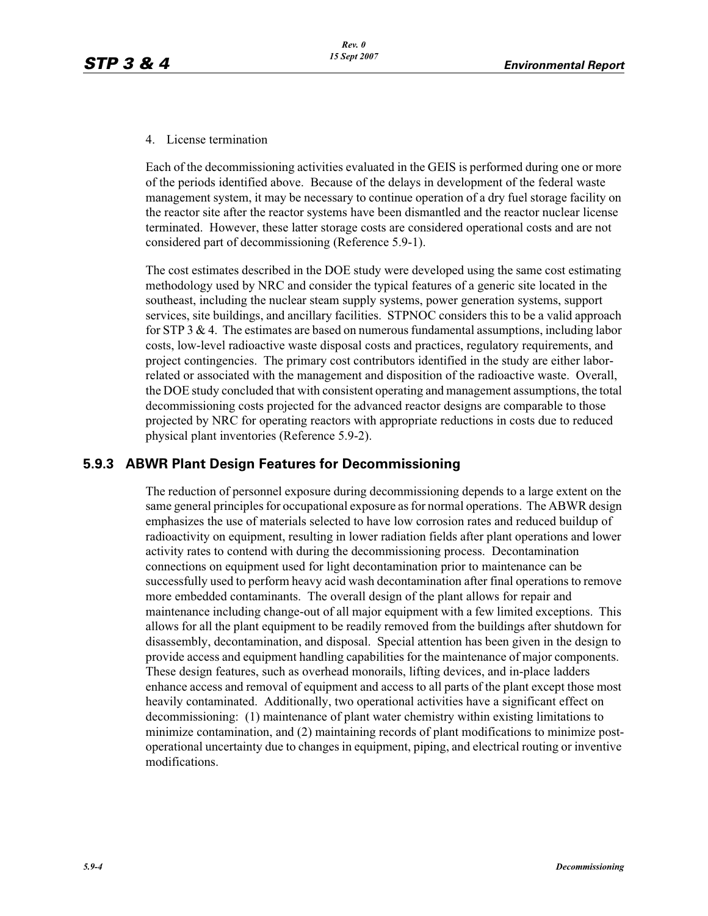4. License termination

Each of the decommissioning activities evaluated in the GEIS is performed during one or more of the periods identified above. Because of the delays in development of the federal waste management system, it may be necessary to continue operation of a dry fuel storage facility on the reactor site after the reactor systems have been dismantled and the reactor nuclear license terminated. However, these latter storage costs are considered operational costs and are not considered part of decommissioning (Reference 5.9-1).

The cost estimates described in the DOE study were developed using the same cost estimating methodology used by NRC and consider the typical features of a generic site located in the southeast, including the nuclear steam supply systems, power generation systems, support services, site buildings, and ancillary facilities. STPNOC considers this to be a valid approach for STP 3 & 4. The estimates are based on numerous fundamental assumptions, including labor costs, low-level radioactive waste disposal costs and practices, regulatory requirements, and project contingencies. The primary cost contributors identified in the study are either labor-related or associated with the management and disposition of the radioactive waste. Overall, the DOE study concluded that with consistent operating and management assumptions, the total decommissioning costs projected for the advanced reactor designs are comparable to those projected by NRC for operating reactors with appropriate reductions in costs due to reduced physical plant inventories (Reference 5.9-2).

## 5.9.3 ABWR Plant Design Features for Decommissioning

The reduction of personnel exposure during decommissioning depends to a large extent on the same general principles for occupational exposure as for normal operations. The ABWR design emphasizes the use of materials selected to have low corrosion rates and reduced buildup of radioactivity on equipment, resulting in lower radiation fields after plant operations and lower activity rates to contend with during the decommissioning process. Decontamination connections on equipment used for light decontamination prior to maintenance can be successfully used to perform heavy acid wash decontamination after final operations to remove more embedded contaminants. The overall design of the plant allows for repair and maintenance including change-out of all major equipment with a few limited exceptions. This allows for all the plant equipment to be readily removed from the buildings after shutdown for disassembly, decontamination, and disposal. Special attention has been given in the design to provide access and equipment handling capabilities for the maintenance of major components. These design features, such as overhead monorails, lifting devices, and in-place ladders enhance access and removal of equipment and access to all parts of the plant except those most heavily contaminated. Additionally, two operational activities have a significant effect on decommissioning: (1) maintenance of plant water chemistry within existing limitations to minimize contamination, and (2) maintaining records of plant modifications to minimize post-operational uncertainty due to changes in equipment, piping, and electrical routing or inventive modifications.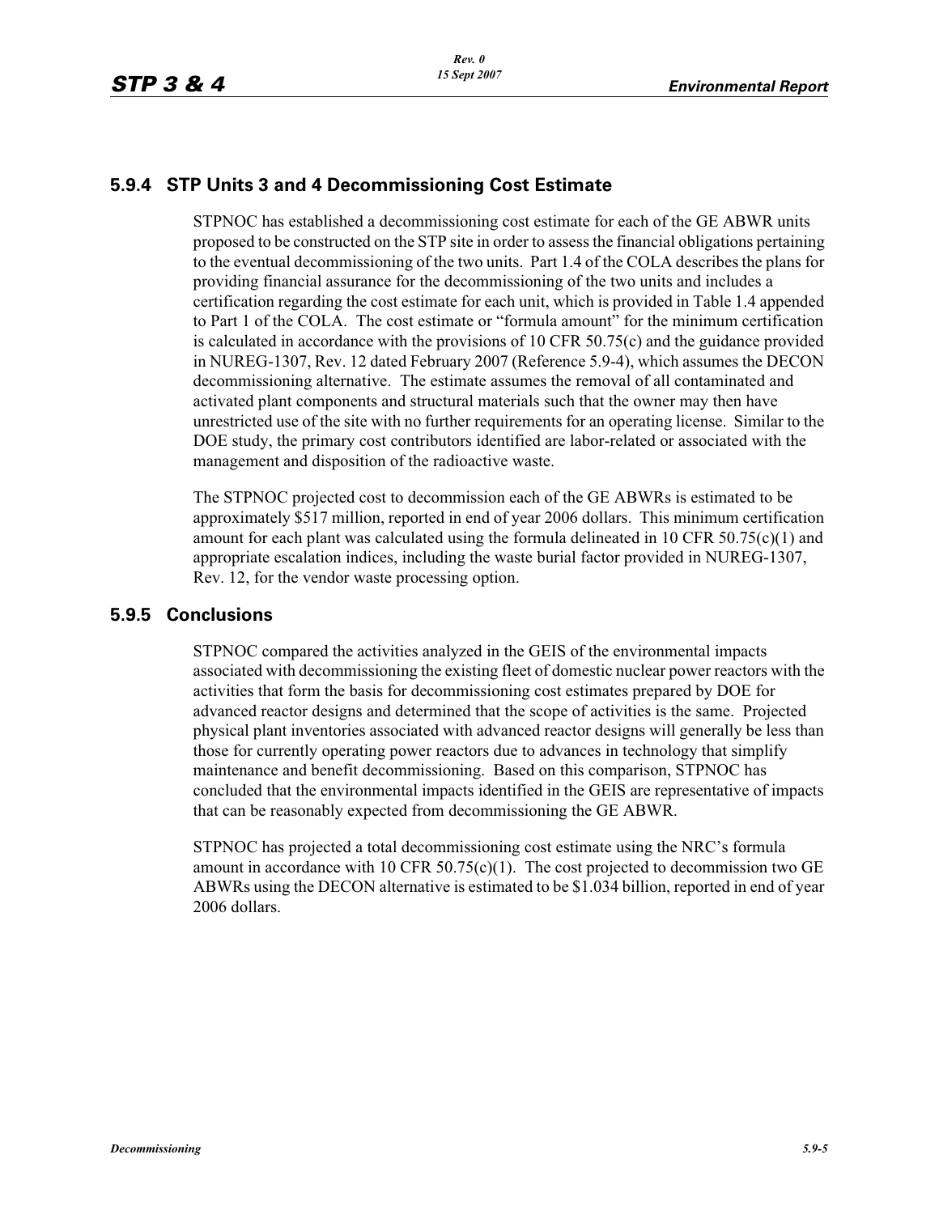### 5.9.4 STP Units 3 and 4 Decommissioning Cost Estimate

STPNOC has established a decommissioning cost estimate for each of the GE ABWR units proposed to be constructed on the STP site in order to assess the financial obligations pertaining to the eventual decommissioning of the two units. Part 1.4 of the COLA describes the plans for providing financial assurance for the decommissioning of the two units and includes a certification regarding the cost estimate for each unit, which is provided in Table 1.4 appended to Part 1 of the COLA. The cost estimate or "formula amount" for the minimum certification is calculated in accordance with the provisions of 10 CFR 50.75(c) and the guidance provided in NUREG-1307, Rev. 12 dated February 2007 (Reference 5.9-4), which assumes the DECON decommissioning alternative. The estimate assumes the removal of all contaminated and activated plant components and structural materials such that the owner may then have unrestricted use of the site with no further requirements for an operating license. Similar to the DOE study, the primary cost contributors identified are labor-related or associated with the management and disposition of the radioactive waste.

The STPNOC projected cost to decommission each of the GE ABWRs is estimated to be approximately $517 million, reported in end of year 2006 dollars. This minimum certification amount for each plant was calculated using the formula delineated in 10 CFR 50.75(c)(1) and appropriate escalation indices, including the waste burial factor provided in NUREG-1307, Rev. 12, for the vendor waste processing option.

### 5.9.5 Conclusions

STPNOC compared the activities analyzed in the GEIS of the environmental impacts associated with decommissioning the existing fleet of domestic nuclear power reactors with the activities that form the basis for decommissioning cost estimates prepared by DOE for advanced reactor designs and determined that the scope of activities is the same. Projected physical plant inventories associated with advanced reactor designs will generally be less than those for currently operating power reactors due to advances in technology that simplify maintenance and benefit decommissioning. Based on this comparison, STPNOC has concluded that the environmental impacts identified in the GEIS are representative of impacts that can be reasonably expected from decommissioning the GE ABWR.

STPNOC has projected a total decommissioning cost estimate using the NRC's formula amount in accordance with 10 CFR 50.75(c)(1). The cost projected to decommission two GE ABWRs using the DECON alternative is estimated to be $1.034 billion, reported in end of year 2006 dollars.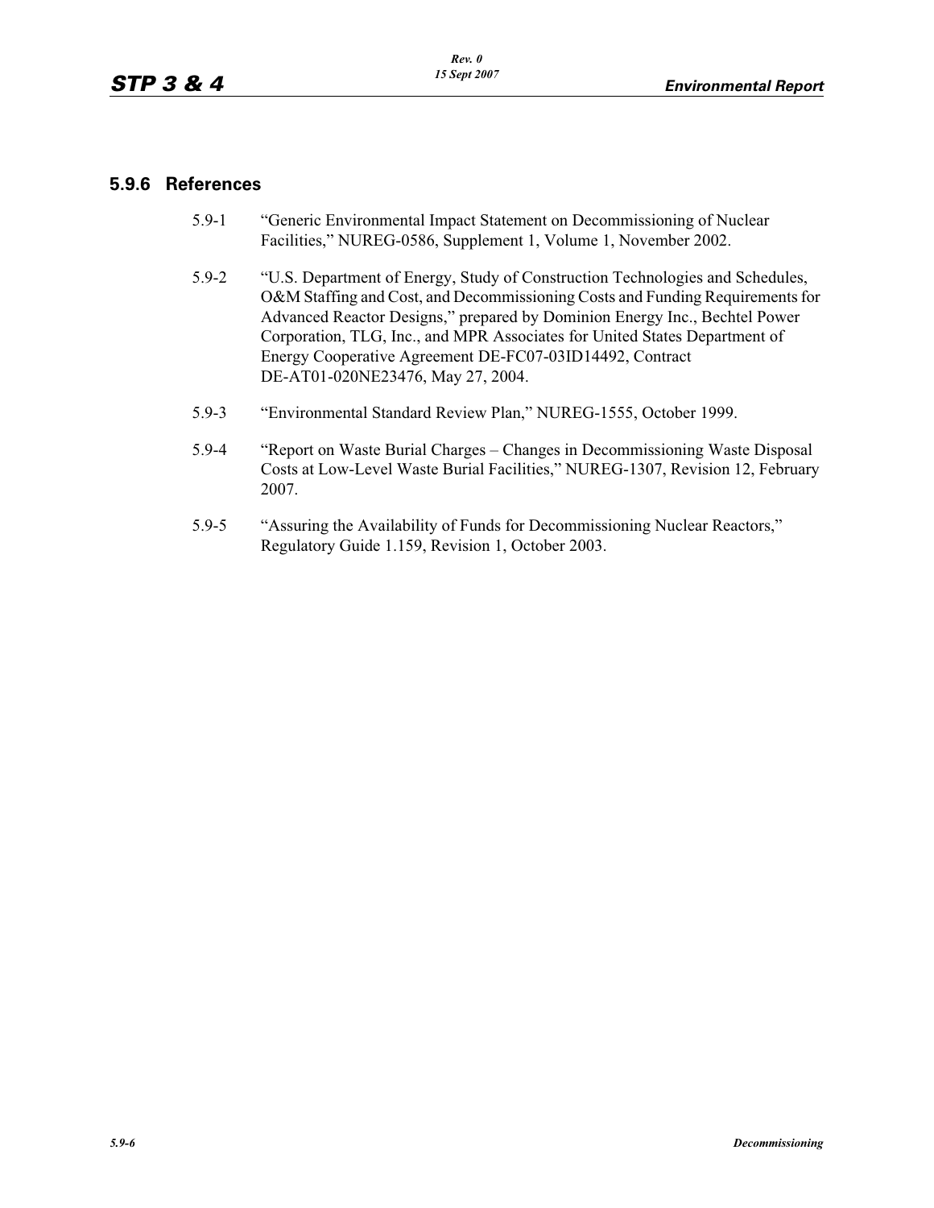### 5.9.6 References

5.9-1 "Generic Environmental Impact Statement on Decommissioning of Nuclear Facilities," NUREG-0586, Supplement 1, Volume 1, November 2002.

5.9-2 "U.S. Department of Energy, Study of Construction Technologies and Schedules, O&M Staffing and Cost, and Decommissioning Costs and Funding Requirements for Advanced Reactor Designs," prepared by Dominion Energy Inc., Bechtel Power Corporation, TLG, Inc., and MPR Associates for United States Department of Energy Cooperative Agreement DE-FC07-03ID14492, Contract DE-AT01-020NE23476, May 27, 2004.

5.9-3 "Environmental Standard Review Plan," NUREG-1555, October 1999.

5.9-4 "Report on Waste Burial Charges – Changes in Decommissioning Waste Disposal Costs at Low-Level Waste Burial Facilities," NUREG-1307, Revision 12, February 2007.

5.9-5 "Assuring the Availability of Funds for Decommissioning Nuclear Reactors," Regulatory Guide 1.159, Revision 1, October 2003.